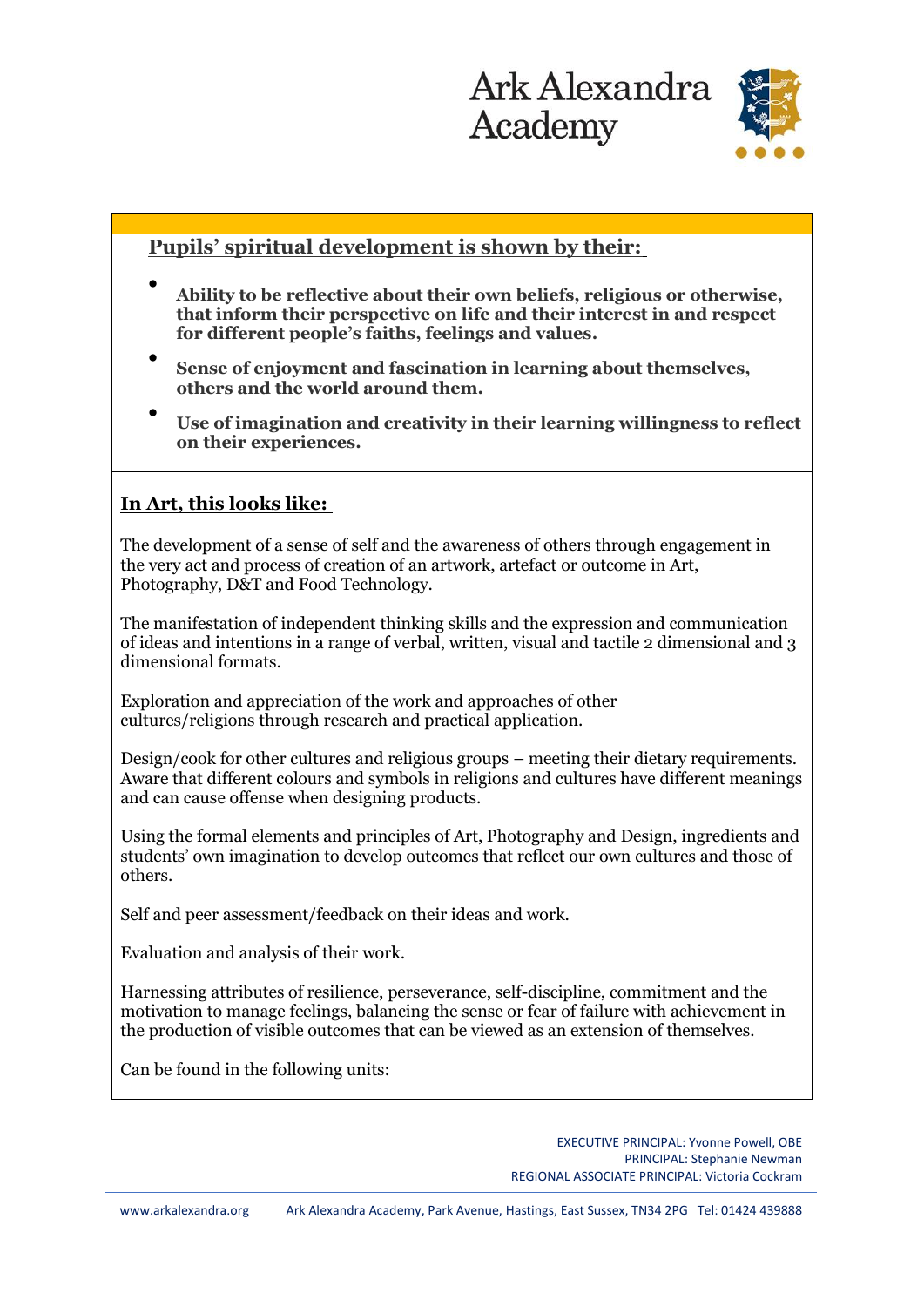# Ark Alexandra Academy

## Pupils' spiritual development is shown by their:

- **Ability to be reflective about their own beliefs, religious or otherwise, that inform their perspective on life and their interest in and respect for different people's faiths, feelings and values.**
- **Sense of enjoyment and fascination in learning about themselves, others and the world around them.**
- **Use of imagination and creativity in their learning willingness to reflect on their experiences.**

## In Art, this looks like:

The development of a sense of self and the awareness of others through engagement in the very act and process of creation of an artwork, artefact or outcome in Art, Photography, D&T and Food Technology.

The manifestation of independent thinking skills and the expression and communication of ideas and intentions in a range of verbal, written, visual and tactile 2 dimensional and 3 dimensional formats.

Exploration and appreciation of the work and approaches of other cultures/religions through research and practical application.

Design/cook for other cultures and religious groups – meeting their dietary requirements. Aware that different colours and symbols in religions and cultures have different meanings and can cause offense when designing products.

Using the formal elements and principles of Art, Photography and Design, ingredients and students' own imagination to develop outcomes that reflect our own cultures and those of others.

Self and peer assessment/feedback on their ideas and work.

Evaluation and analysis of their work.

Harnessing attributes of resilience, perseverance, self-discipline, commitment and the motivation to manage feelings, balancing the sense or fear of failure with achievement in the production of visible outcomes that can be viewed as an extension of themselves.

Can be found in the following units:

EXECUTIVE PRINCIPAL: Yvonne Powell, OBE
PRINCIPAL: Stephanie Newman
REGIONAL ASSOCIATE PRINCIPAL: Victoria Cockram

www.arkalexandra.org Ark Alexandra Academy, Park Avenue, Hastings, East Sussex, TN34 2PG Tel: 01424 439888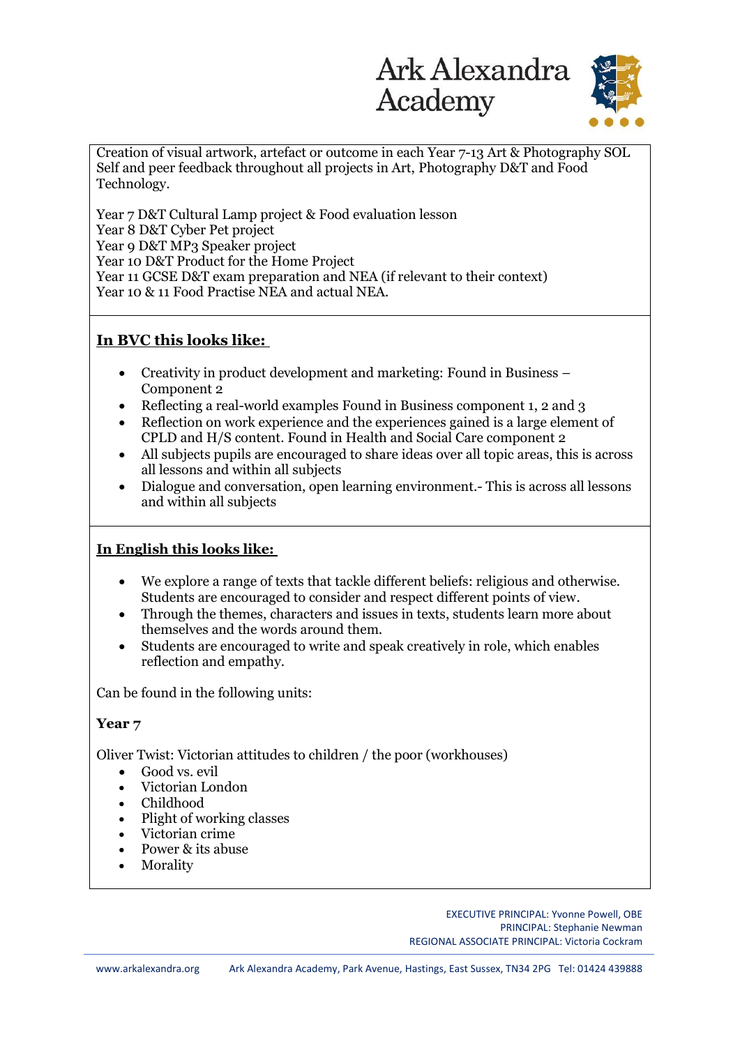Creation of visual artwork, artefact or outcome in each Year 7-13 Art & Photography SOL
Self and peer feedback throughout all projects in Art, Photography D&T and Food Technology.

Year 7 D&T Cultural Lamp project & Food evaluation lesson
Year 8 D&T Cyber Pet project
Year 9 D&T MP3 Speaker project
Year 10 D&T Product for the Home Project
Year 11 GCSE D&T exam preparation and NEA (if relevant to their context)
Year 10 & 11 Food Practise NEA and actual NEA.

**In BVC this looks like:**

- Creativity in product development and marketing: Found in Business – Component 2
- Reflecting a real-world examples Found in Business component 1, 2 and 3
- Reflection on work experience and the experiences gained is a large element of CPLD and H/S content. Found in Health and Social Care component 2
- All subjects pupils are encouraged to share ideas over all topic areas, this is across all lessons and within all subjects
- Dialogue and conversation, open learning environment.- This is across all lessons and within all subjects

**In English this looks like:**

- We explore a range of texts that tackle different beliefs: religious and otherwise. Students are encouraged to consider and respect different points of view.
- Through the themes, characters and issues in texts, students learn more about themselves and the words around them.
- Students are encouraged to write and speak creatively in role, which enables reflection and empathy.

Can be found in the following units:

**Year 7**

Oliver Twist: Victorian attitudes to children / the poor (workhouses)

- Good vs. evil
- Victorian London
- Childhood
- Plight of working classes
- Victorian crime
- Power & its abuse
- Morality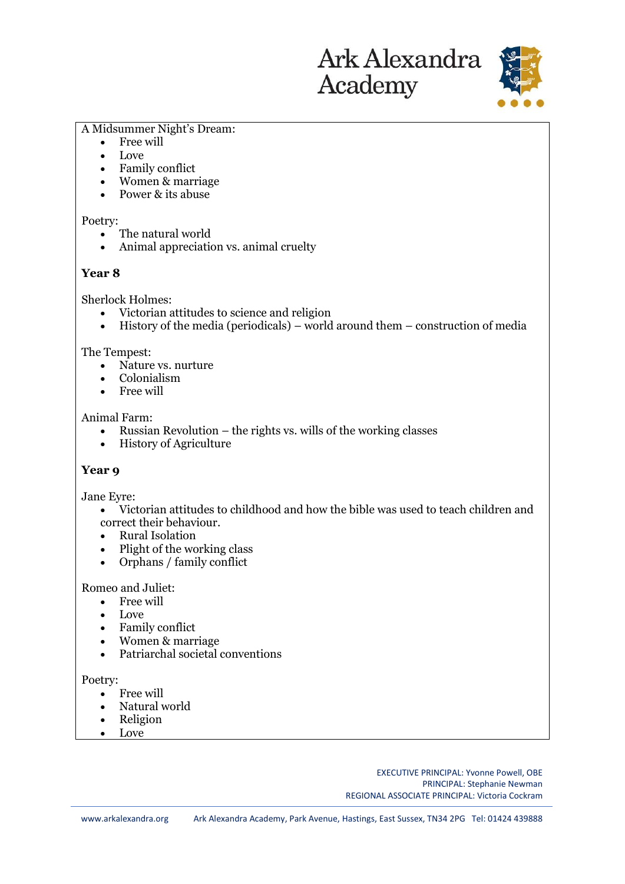A Midsummer Night's Dream:

- Free will
- Love
- Family conflict
- Women & marriage
- Power & its abuse

Poetry:

- The natural world
- Animal appreciation vs. animal cruelty

**Year 8**

Sherlock Holmes:

- Victorian attitudes to science and religion
- History of the media (periodicals) – world around them – construction of media

The Tempest:

- Nature vs. nurture
- Colonialism
- Free will

Animal Farm:

- Russian Revolution – the rights vs. wills of the working classes
- History of Agriculture

**Year 9**

Jane Eyre:

- Victorian attitudes to childhood and how the bible was used to teach children and correct their behaviour.
- Rural Isolation
- Plight of the working class
- Orphans / family conflict

Romeo and Juliet:

- Free will
- Love
- Family conflict
- Women & marriage
- Patriarchal societal conventions

Poetry:

- Free will
- Natural world
- Religion
- Love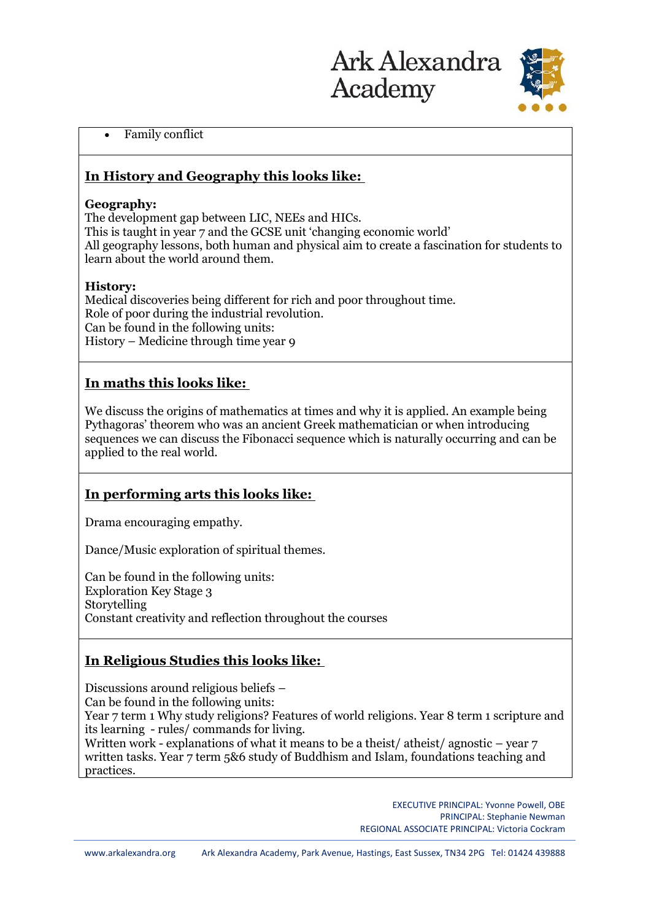- Family conflict

**In History and Geography this looks like:**

**Geography:**
The development gap between LIC, NEEs and HICs.
This is taught in year 7 and the GCSE unit 'changing economic world'
All geography lessons, both human and physical aim to create a fascination for students to learn about the world around them.

**History:**
Medical discoveries being different for rich and poor throughout time.
Role of poor during the industrial revolution.
Can be found in the following units:
History – Medicine through time year 9

**In maths this looks like:**

We discuss the origins of mathematics at times and why it is applied. An example being Pythagoras' theorem who was an ancient Greek mathematician or when introducing sequences we can discuss the Fibonacci sequence which is naturally occurring and can be applied to the real world.

**In performing arts this looks like:**

Drama encouraging empathy.

Dance/Music exploration of spiritual themes.

Can be found in the following units:
Exploration Key Stage 3
Storytelling
Constant creativity and reflection throughout the courses

**In Religious Studies this looks like:**

Discussions around religious beliefs –
Can be found in the following units:
Year 7 term 1 Why study religions? Features of world religions. Year 8 term 1 scripture and its learning - rules/ commands for living.
Written work - explanations of what it means to be a theist/ atheist/ agnostic – year 7 written tasks. Year 7 term 5&6 study of Buddhism and Islam, foundations teaching and practices.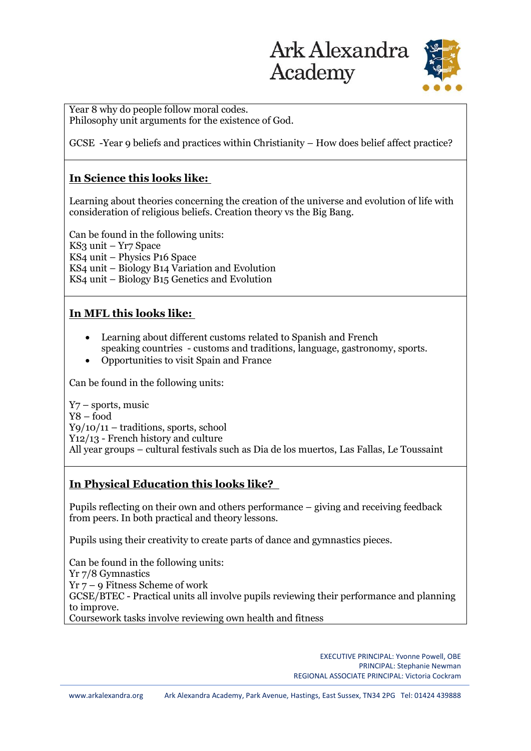Year 8 why do people follow moral codes.
Philosophy unit arguments for the existence of God.

GCSE -Year 9 beliefs and practices within Christianity – How does belief affect practice?

**In Science this looks like:**

Learning about theories concerning the creation of the universe and evolution of life with consideration of religious beliefs. Creation theory vs the Big Bang.

Can be found in the following units:
KS3 unit – Yr7 Space
KS4 unit – Physics P16 Space
KS4 unit – Biology B14 Variation and Evolution
KS4 unit – Biology B15 Genetics and Evolution

**In MFL this looks like:**

- Learning about different customs related to Spanish and French speaking countries - customs and traditions, language, gastronomy, sports.
- Opportunities to visit Spain and France

Can be found in the following units:

Y7 – sports, music
Y8 – food
Y9/10/11 – traditions, sports, school
Y12/13 - French history and culture
All year groups – cultural festivals such as Dia de los muertos, Las Fallas, Le Toussaint

**In Physical Education this looks like?**

Pupils reflecting on their own and others performance – giving and receiving feedback from peers. In both practical and theory lessons.

Pupils using their creativity to create parts of dance and gymnastics pieces.

Can be found in the following units:
Yr 7/8 Gymnastics
Yr 7 – 9 Fitness Scheme of work
GCSE/BTEC - Practical units all involve pupils reviewing their performance and planning to improve.
Coursework tasks involve reviewing own health and fitness